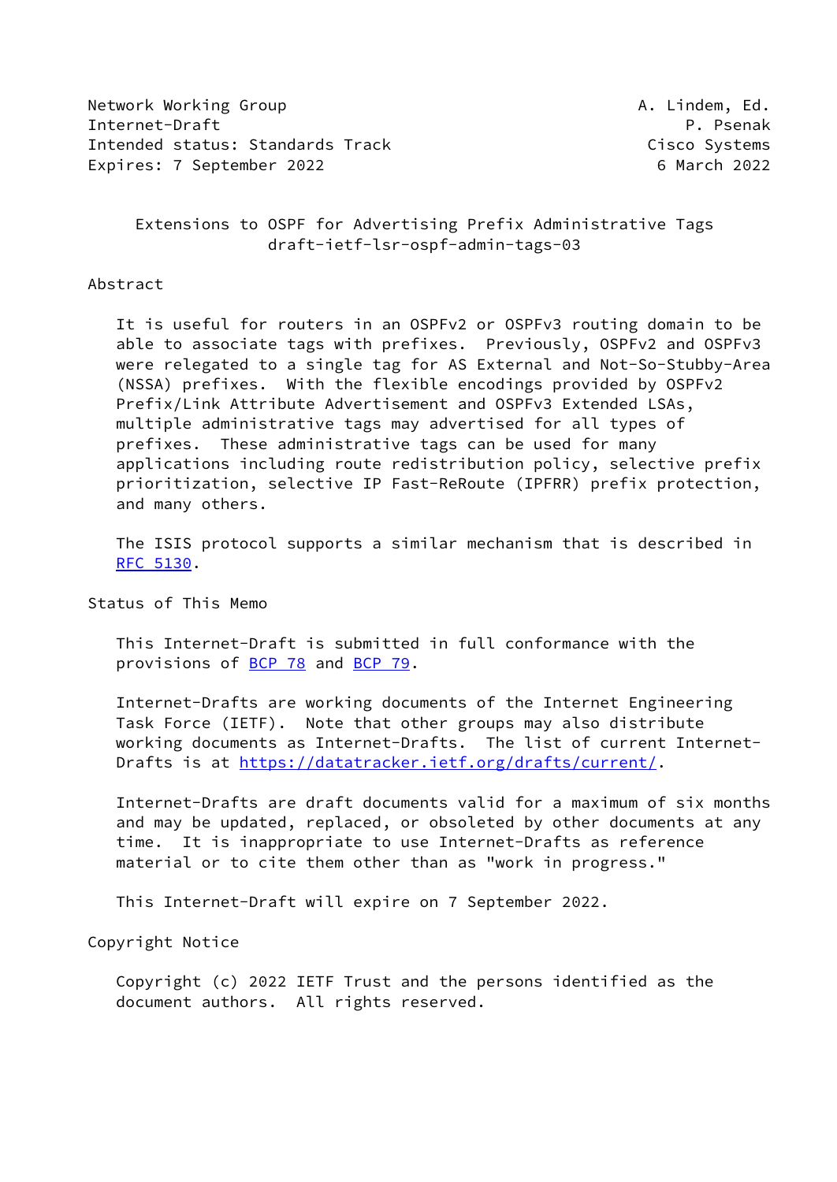Network Working Group A. Lindem, Ed.
Internet-Draft P. Psenak
Intended status: Standards Track Cisco Systems
Expires: 7 September 2022 6 March 2022

# Extensions to OSPF for Advertising Prefix Administrative Tags
## draft-ietf-lsr-ospf-admin-tags-03

## Abstract

It is useful for routers in an OSPFv2 or OSPFv3 routing domain to be able to associate tags with prefixes. Previously, OSPFv2 and OSPFv3 were relegated to a single tag for AS External and Not-So-Stubby-Area (NSSA) prefixes. With the flexible encodings provided by OSPFv2 Prefix/Link Attribute Advertisement and OSPFv3 Extended LSAs, multiple administrative tags may advertised for all types of prefixes. These administrative tags can be used for many applications including route redistribution policy, selective prefix prioritization, selective IP Fast-ReRoute (IPFRR) prefix protection, and many others.

The ISIS protocol supports a similar mechanism that is described in RFC 5130.

## Status of This Memo

This Internet-Draft is submitted in full conformance with the provisions of BCP 78 and BCP 79.

Internet-Drafts are working documents of the Internet Engineering Task Force (IETF). Note that other groups may also distribute working documents as Internet-Drafts. The list of current Internet-Drafts is at https://datatracker.ietf.org/drafts/current/.

Internet-Drafts are draft documents valid for a maximum of six months and may be updated, replaced, or obsoleted by other documents at any time. It is inappropriate to use Internet-Drafts as reference material or to cite them other than as "work in progress."

This Internet-Draft will expire on 7 September 2022.

## Copyright Notice

Copyright (c) 2022 IETF Trust and the persons identified as the document authors. All rights reserved.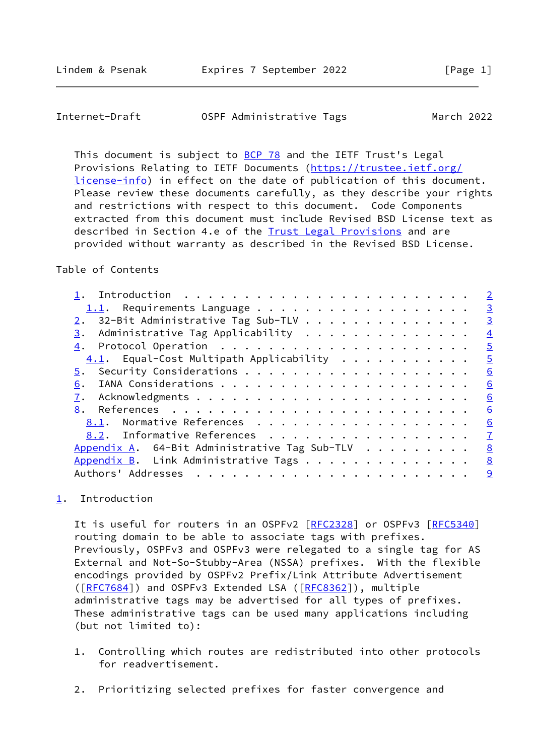This document is subject to BCP 78 and the IETF Trust's Legal Provisions Relating to IETF Documents (https://trustee.ietf.org/license-info) in effect on the date of publication of this document. Please review these documents carefully, as they describe your rights and restrictions with respect to this document. Code Components extracted from this document must include Revised BSD License text as described in Section 4.e of the Trust Legal Provisions and are provided without warranty as described in the Revised BSD License.

## Table of Contents

```
1.  Introduction . . . . . . . . . . . . . . . . . . . . . . . .   2
  1.1.  Requirements Language . . . . . . . . . . . . . . . . . .   3
2.  32-Bit Administrative Tag Sub-TLV . . . . . . . . . . . . . .   3
3.  Administrative Tag Applicability  . . . . . . . . . . . . . .   4
4.  Protocol Operation  . . . . . . . . . . . . . . . . . . . . .   5
  4.1.  Equal-Cost Multipath Applicability  . . . . . . . . . . .   5
5.  Security Considerations . . . . . . . . . . . . . . . . . . .   6
6.  IANA Considerations . . . . . . . . . . . . . . . . . . . . .   6
7.  Acknowledgments . . . . . . . . . . . . . . . . . . . . . . .   6
8.  References  . . . . . . . . . . . . . . . . . . . . . . . . .   6
  8.1.  Normative References  . . . . . . . . . . . . . . . . . .   6
  8.2.  Informative References  . . . . . . . . . . . . . . . . .   7
Appendix A.  64-Bit Administrative Tag Sub-TLV  . . . . . . . . .   8
Appendix B.  Link Administrative Tags . . . . . . . . . . . . . .   8
Authors' Addresses  . . . . . . . . . . . . . . . . . . . . . . .   9
```

## 1. Introduction

It is useful for routers in an OSPFv2 [RFC2328] or OSPFv3 [RFC5340] routing domain to be able to associate tags with prefixes. Previously, OSPFv3 and OSPFv3 were relegated to a single tag for AS External and Not-So-Stubby-Area (NSSA) prefixes. With the flexible encodings provided by OSPFv2 Prefix/Link Attribute Advertisement ([RFC7684]) and OSPFv3 Extended LSA ([RFC8362]), multiple administrative tags may be advertised for all types of prefixes. These administrative tags can be used many applications including (but not limited to):

1. Controlling which routes are redistributed into other protocols for readvertisement.

2. Prioritizing selected prefixes for faster convergence and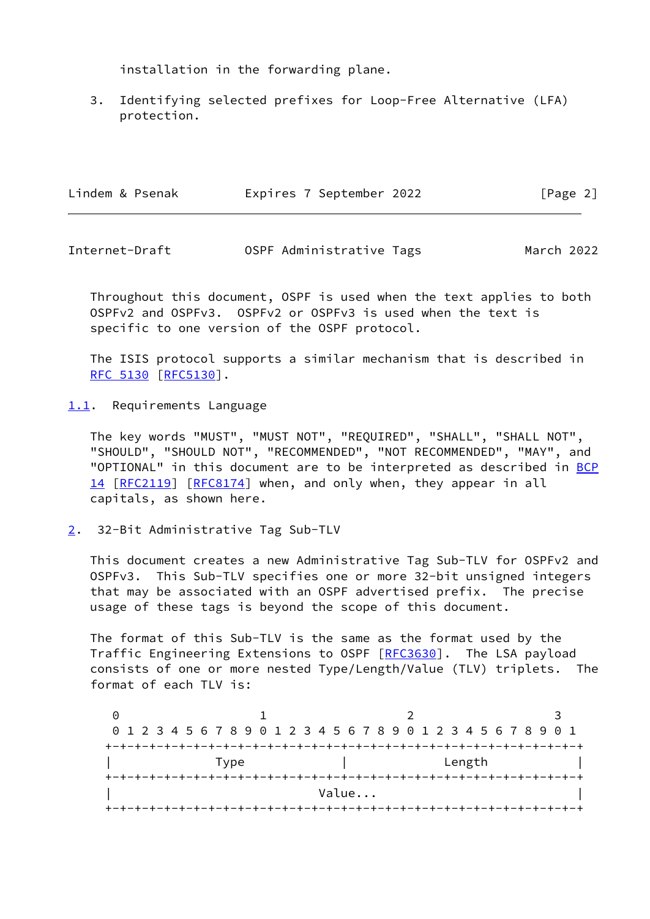installation in the forwarding plane.

3. Identifying selected prefixes for Loop-Free Alternative (LFA) protection.

Throughout this document, OSPF is used when the text applies to both OSPFv2 and OSPFv3. OSPFv2 or OSPFv3 is used when the text is specific to one version of the OSPF protocol.

The ISIS protocol supports a similar mechanism that is described in RFC 5130 [RFC5130].

### 1.1. Requirements Language

The key words "MUST", "MUST NOT", "REQUIRED", "SHALL", "SHALL NOT", "SHOULD", "SHOULD NOT", "RECOMMENDED", "NOT RECOMMENDED", "MAY", and "OPTIONAL" in this document are to be interpreted as described in BCP 14 [RFC2119] [RFC8174] when, and only when, they appear in all capitals, as shown here.

## 2. 32-Bit Administrative Tag Sub-TLV

This document creates a new Administrative Tag Sub-TLV for OSPFv2 and OSPFv3. This Sub-TLV specifies one or more 32-bit unsigned integers that may be associated with an OSPF advertised prefix. The precise usage of these tags is beyond the scope of this document.

The format of this Sub-TLV is the same as the format used by the Traffic Engineering Extensions to OSPF [RFC3630]. The LSA payload consists of one or more nested Type/Length/Value (TLV) triplets. The format of each TLV is:

```
 0                   1                   2                   3
 0 1 2 3 4 5 6 7 8 9 0 1 2 3 4 5 6 7 8 9 0 1 2 3 4 5 6 7 8 9 0 1
+-+-+-+-+-+-+-+-+-+-+-+-+-+-+-+-+-+-+-+-+-+-+-+-+-+-+-+-+-+-+-+-+
|              Type             |             Length            |
+-+-+-+-+-+-+-+-+-+-+-+-+-+-+-+-+-+-+-+-+-+-+-+-+-+-+-+-+-+-+-+-+
|                            Value...                           |
+-+-+-+-+-+-+-+-+-+-+-+-+-+-+-+-+-+-+-+-+-+-+-+-+-+-+-+-+-+-+-+-+
```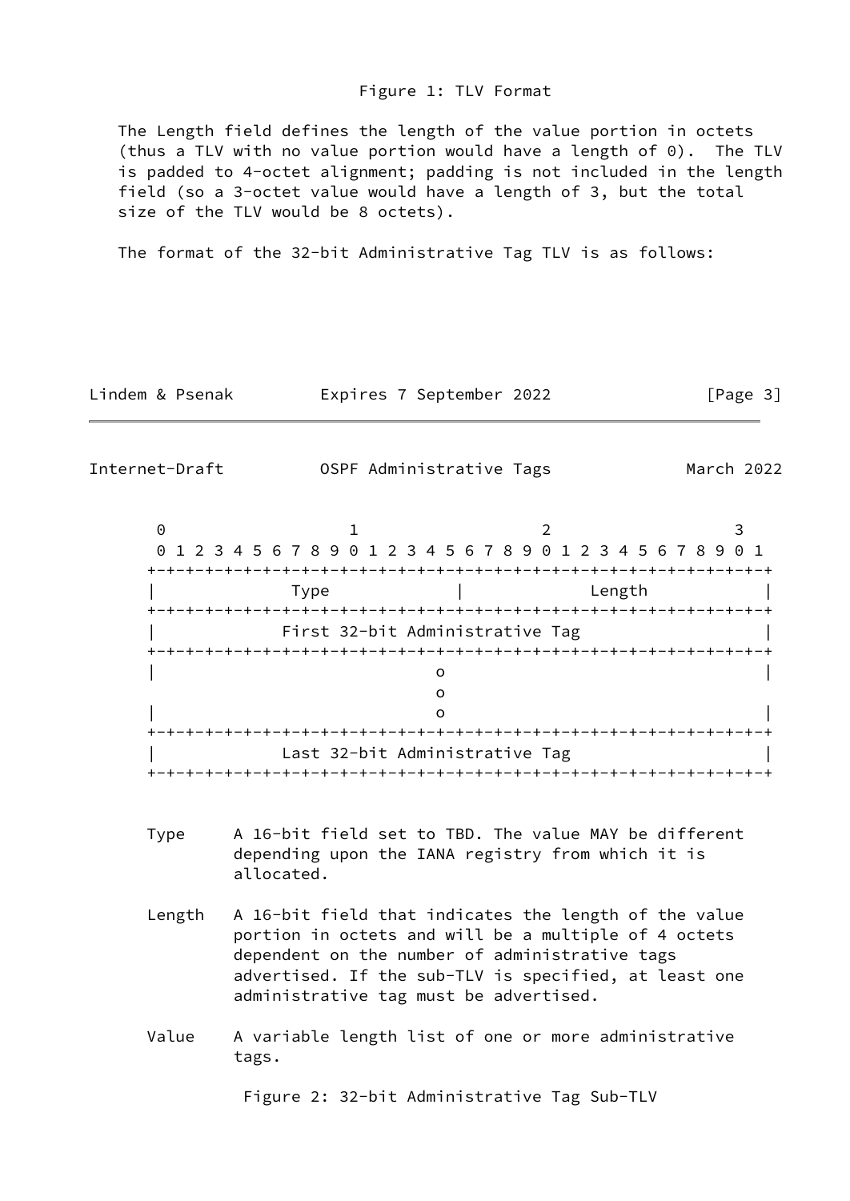Figure 1: TLV Format

The Length field defines the length of the value portion in octets (thus a TLV with no value portion would have a length of 0). The TLV is padded to 4-octet alignment; padding is not included in the length field (so a 3-octet value would have a length of 3, but the total size of the TLV would be 8 octets).

The format of the 32-bit Administrative Tag TLV is as follows:

```
 0                   1                   2                   3
 0 1 2 3 4 5 6 7 8 9 0 1 2 3 4 5 6 7 8 9 0 1 2 3 4 5 6 7 8 9 0 1
+-+-+-+-+-+-+-+-+-+-+-+-+-+-+-+-+-+-+-+-+-+-+-+-+-+-+-+-+-+-+-+-+
|              Type             |             Length            |
+-+-+-+-+-+-+-+-+-+-+-+-+-+-+-+-+-+-+-+-+-+-+-+-+-+-+-+-+-+-+-+-+
|            First 32-bit Administrative Tag                    |
+-+-+-+-+-+-+-+-+-+-+-+-+-+-+-+-+-+-+-+-+-+-+-+-+-+-+-+-+-+-+-+-+
|                               o                               |
                                o
|                               o                               |
+-+-+-+-+-+-+-+-+-+-+-+-+-+-+-+-+-+-+-+-+-+-+-+-+-+-+-+-+-+-+-+-+
|            Last 32-bit Administrative Tag                     |
+-+-+-+-+-+-+-+-+-+-+-+-+-+-+-+-+-+-+-+-+-+-+-+-+-+-+-+-+-+-+-+-+
```

Type
: A 16-bit field set to TBD. The value MAY be different depending upon the IANA registry from which it is allocated.

Length
: A 16-bit field that indicates the length of the value portion in octets and will be a multiple of 4 octets dependent on the number of administrative tags advertised. If the sub-TLV is specified, at least one administrative tag must be advertised.

Value
: A variable length list of one or more administrative tags.

Figure 2: 32-bit Administrative Tag Sub-TLV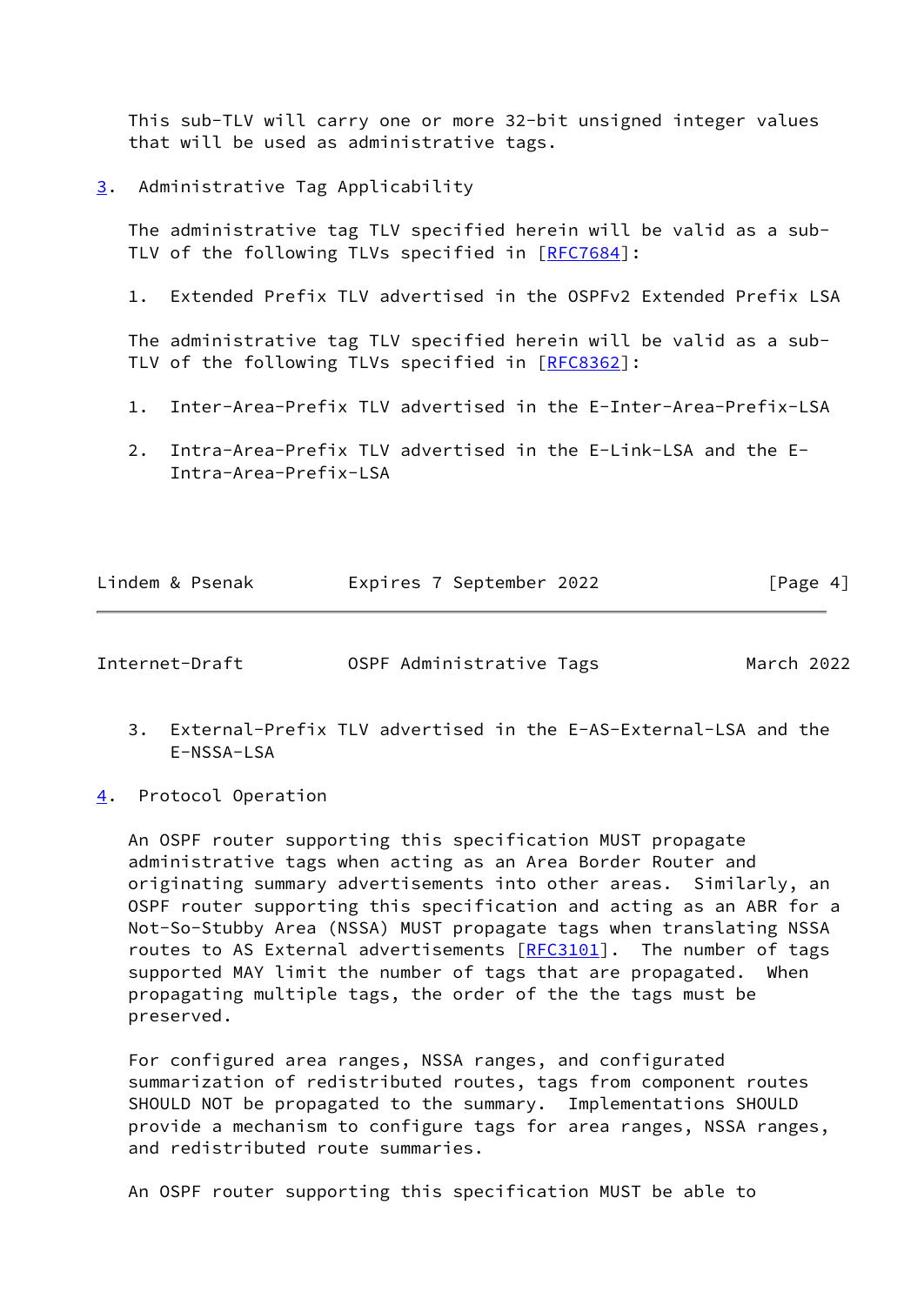This sub-TLV will carry one or more 32-bit unsigned integer values that will be used as administrative tags.

## 3. Administrative Tag Applicability

The administrative tag TLV specified herein will be valid as a sub-TLV of the following TLVs specified in [RFC7684]:

1. Extended Prefix TLV advertised in the OSPFv2 Extended Prefix LSA

The administrative tag TLV specified herein will be valid as a sub-TLV of the following TLVs specified in [RFC8362]:

1. Inter-Area-Prefix TLV advertised in the E-Inter-Area-Prefix-LSA
2. Intra-Area-Prefix TLV advertised in the E-Link-LSA and the E-Intra-Area-Prefix-LSA
3. External-Prefix TLV advertised in the E-AS-External-LSA and the E-NSSA-LSA

## 4. Protocol Operation

An OSPF router supporting this specification MUST propagate administrative tags when acting as an Area Border Router and originating summary advertisements into other areas. Similarly, an OSPF router supporting this specification and acting as an ABR for a Not-So-Stubby Area (NSSA) MUST propagate tags when translating NSSA routes to AS External advertisements [RFC3101]. The number of tags supported MAY limit the number of tags that are propagated. When propagating multiple tags, the order of the the tags must be preserved.

For configured area ranges, NSSA ranges, and configurated summarization of redistributed routes, tags from component routes SHOULD NOT be propagated to the summary. Implementations SHOULD provide a mechanism to configure tags for area ranges, NSSA ranges, and redistributed route summaries.

An OSPF router supporting this specification MUST be able to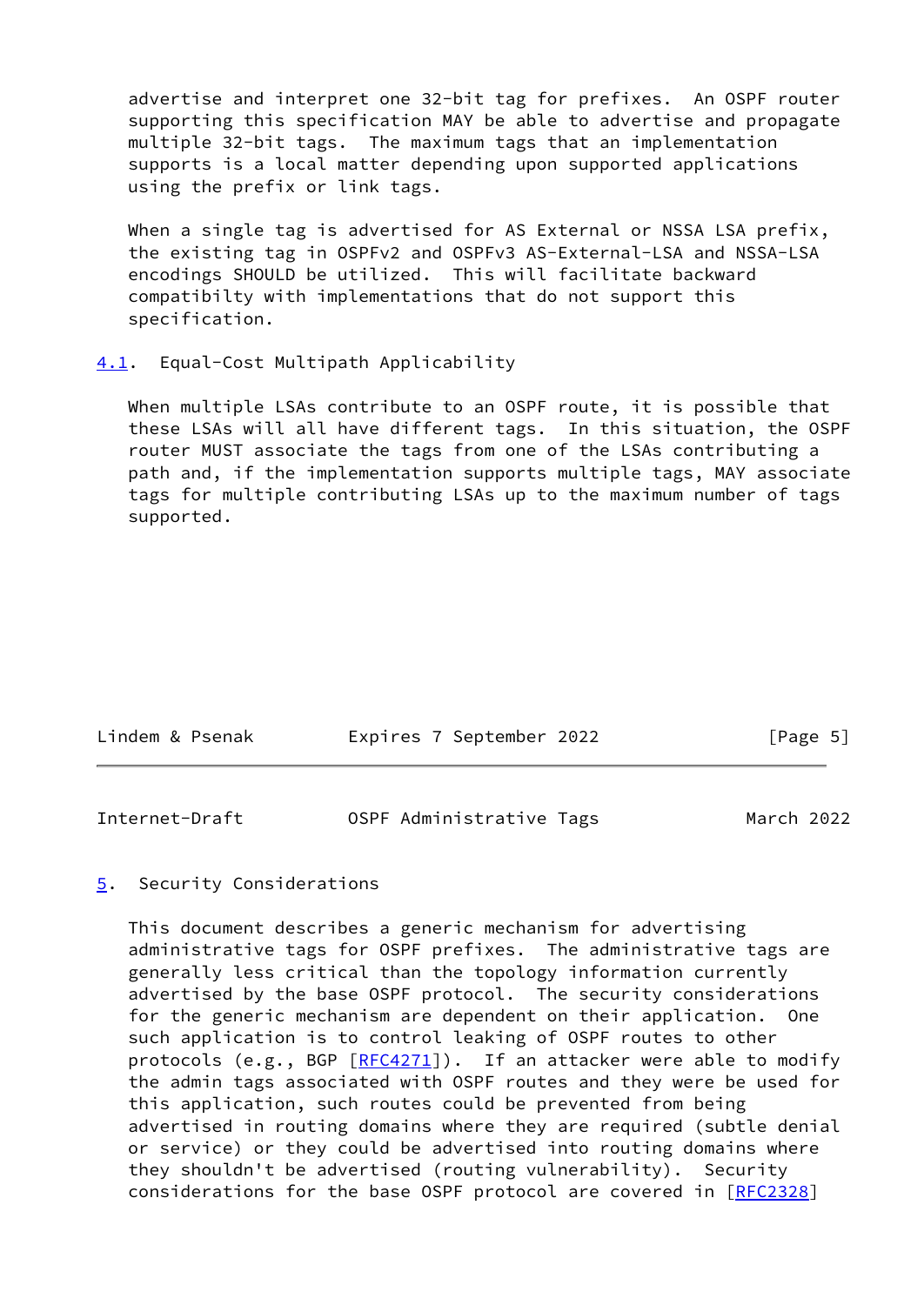advertise and interpret one 32-bit tag for prefixes. An OSPF router supporting this specification MAY be able to advertise and propagate multiple 32-bit tags. The maximum tags that an implementation supports is a local matter depending upon supported applications using the prefix or link tags.

When a single tag is advertised for AS External or NSSA LSA prefix, the existing tag in OSPFv2 and OSPFv3 AS-External-LSA and NSSA-LSA encodings SHOULD be utilized. This will facilitate backward compatibilty with implementations that do not support this specification.

### 4.1. Equal-Cost Multipath Applicability

When multiple LSAs contribute to an OSPF route, it is possible that these LSAs will all have different tags. In this situation, the OSPF router MUST associate the tags from one of the LSAs contributing a path and, if the implementation supports multiple tags, MAY associate tags for multiple contributing LSAs up to the maximum number of tags supported.

## 5. Security Considerations

This document describes a generic mechanism for advertising administrative tags for OSPF prefixes. The administrative tags are generally less critical than the topology information currently advertised by the base OSPF protocol. The security considerations for the generic mechanism are dependent on their application. One such application is to control leaking of OSPF routes to other protocols (e.g., BGP [RFC4271]). If an attacker were able to modify the admin tags associated with OSPF routes and they were be used for this application, such routes could be prevented from being advertised in routing domains where they are required (subtle denial or service) or they could be advertised into routing domains where they shouldn't be advertised (routing vulnerability). Security considerations for the base OSPF protocol are covered in [RFC2328]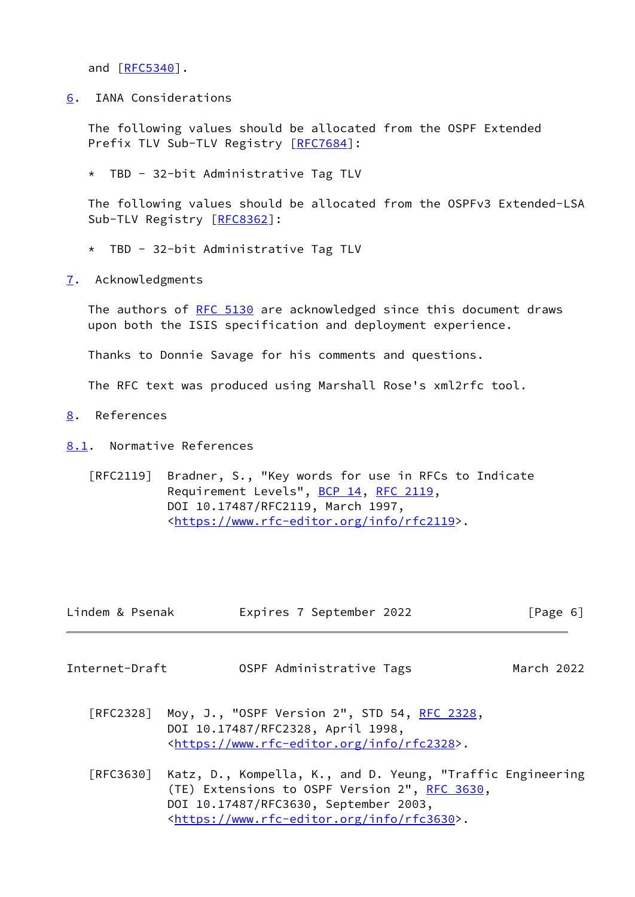and [RFC5340].

## 6. IANA Considerations

The following values should be allocated from the OSPF Extended Prefix TLV Sub-TLV Registry [RFC7684]:

* TBD - 32-bit Administrative Tag TLV

The following values should be allocated from the OSPFv3 Extended-LSA Sub-TLV Registry [RFC8362]:

* TBD - 32-bit Administrative Tag TLV

## 7. Acknowledgments

The authors of RFC 5130 are acknowledged since this document draws upon both the ISIS specification and deployment experience.

Thanks to Donnie Savage for his comments and questions.

The RFC text was produced using Marshall Rose's xml2rfc tool.

## 8. References

### 8.1. Normative References

[RFC2119] Bradner, S., "Key words for use in RFCs to Indicate Requirement Levels", BCP 14, RFC 2119, DOI 10.17487/RFC2119, March 1997, <https://www.rfc-editor.org/info/rfc2119>.

[RFC2328] Moy, J., "OSPF Version 2", STD 54, RFC 2328, DOI 10.17487/RFC2328, April 1998, <https://www.rfc-editor.org/info/rfc2328>.

[RFC3630] Katz, D., Kompella, K., and D. Yeung, "Traffic Engineering (TE) Extensions to OSPF Version 2", RFC 3630, DOI 10.17487/RFC3630, September 2003, <https://www.rfc-editor.org/info/rfc3630>.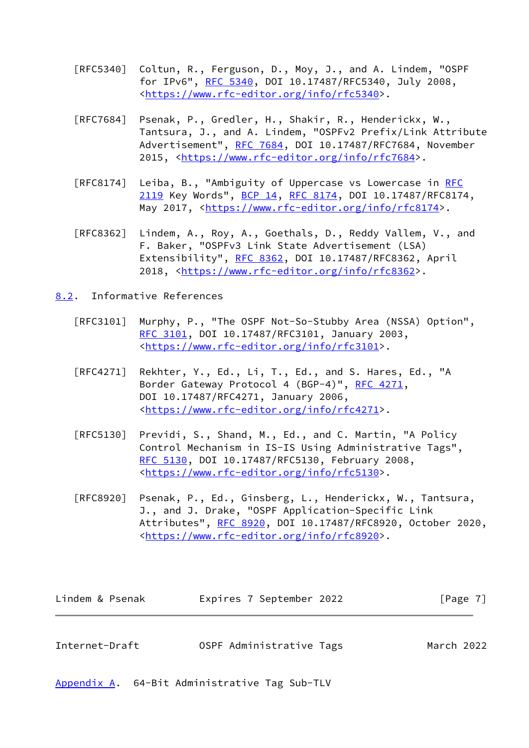[RFC5340] Coltun, R., Ferguson, D., Moy, J., and A. Lindem, "OSPF for IPv6", RFC 5340, DOI 10.17487/RFC5340, July 2008, <https://www.rfc-editor.org/info/rfc5340>.

[RFC7684] Psenak, P., Gredler, H., Shakir, R., Henderickx, W., Tantsura, J., and A. Lindem, "OSPFv2 Prefix/Link Attribute Advertisement", RFC 7684, DOI 10.17487/RFC7684, November 2015, <https://www.rfc-editor.org/info/rfc7684>.

[RFC8174] Leiba, B., "Ambiguity of Uppercase vs Lowercase in RFC 2119 Key Words", BCP 14, RFC 8174, DOI 10.17487/RFC8174, May 2017, <https://www.rfc-editor.org/info/rfc8174>.

[RFC8362] Lindem, A., Roy, A., Goethals, D., Reddy Vallem, V., and F. Baker, "OSPFv3 Link State Advertisement (LSA) Extensibility", RFC 8362, DOI 10.17487/RFC8362, April 2018, <https://www.rfc-editor.org/info/rfc8362>.

## 8.2. Informative References

[RFC3101] Murphy, P., "The OSPF Not-So-Stubby Area (NSSA) Option", RFC 3101, DOI 10.17487/RFC3101, January 2003, <https://www.rfc-editor.org/info/rfc3101>.

[RFC4271] Rekhter, Y., Ed., Li, T., Ed., and S. Hares, Ed., "A Border Gateway Protocol 4 (BGP-4)", RFC 4271, DOI 10.17487/RFC4271, January 2006, <https://www.rfc-editor.org/info/rfc4271>.

[RFC5130] Previdi, S., Shand, M., Ed., and C. Martin, "A Policy Control Mechanism in IS-IS Using Administrative Tags", RFC 5130, DOI 10.17487/RFC5130, February 2008, <https://www.rfc-editor.org/info/rfc5130>.

[RFC8920] Psenak, P., Ed., Ginsberg, L., Henderickx, W., Tantsura, J., and J. Drake, "OSPF Application-Specific Link Attributes", RFC 8920, DOI 10.17487/RFC8920, October 2020, <https://www.rfc-editor.org/info/rfc8920>.

## Appendix A. 64-Bit Administrative Tag Sub-TLV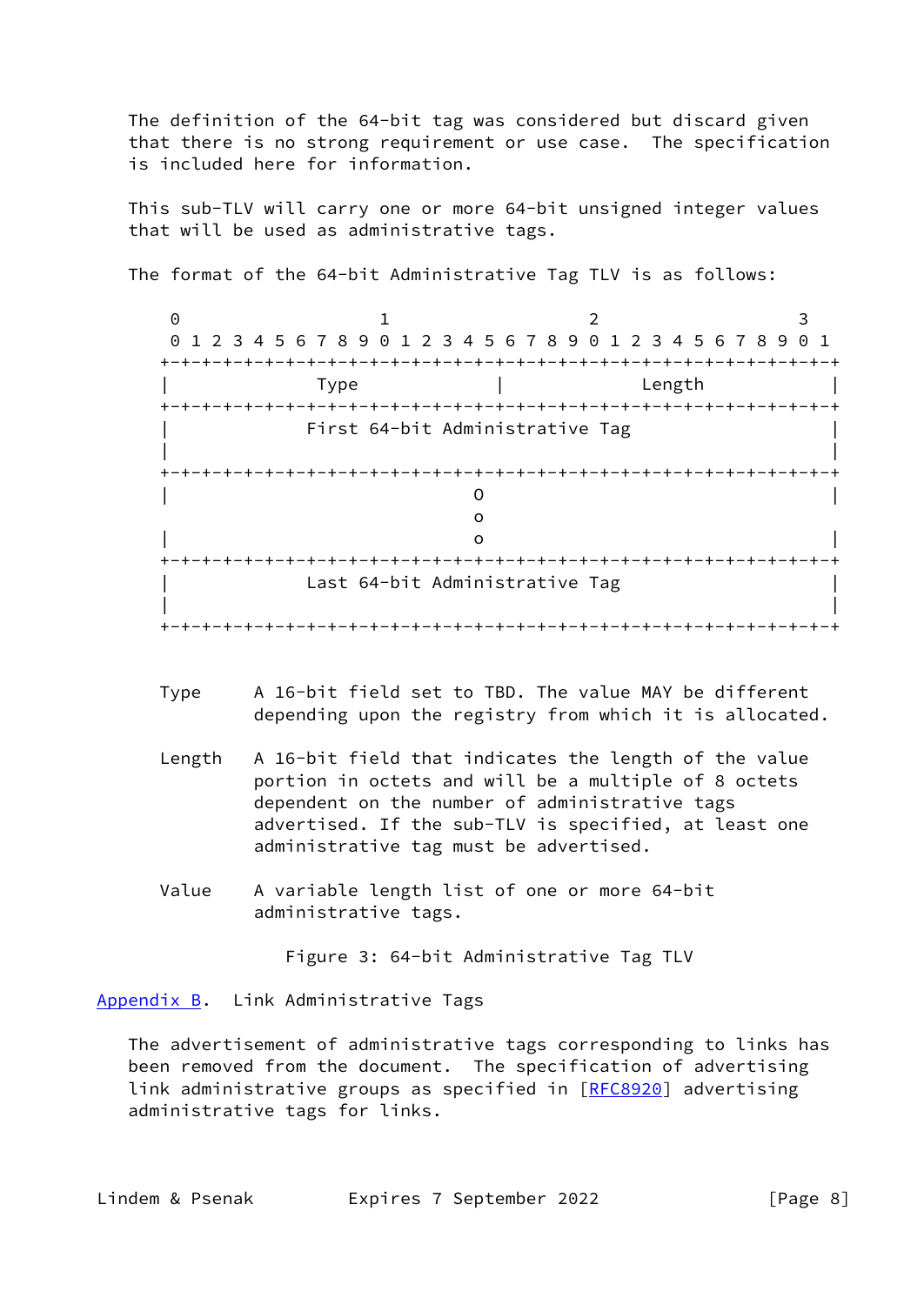The definition of the 64-bit tag was considered but discard given that there is no strong requirement or use case. The specification is included here for information.

This sub-TLV will carry one or more 64-bit unsigned integer values that will be used as administrative tags.

The format of the 64-bit Administrative Tag TLV is as follows:

```
 0                   1                   2                   3
 0 1 2 3 4 5 6 7 8 9 0 1 2 3 4 5 6 7 8 9 0 1 2 3 4 5 6 7 8 9 0 1
+-+-+-+-+-+-+-+-+-+-+-+-+-+-+-+-+-+-+-+-+-+-+-+-+-+-+-+-+-+-+-+-+
|              Type             |             Length            |
+-+-+-+-+-+-+-+-+-+-+-+-+-+-+-+-+-+-+-+-+-+-+-+-+-+-+-+-+-+-+-+-+
|            First 64-bit Administrative Tag                    |
|                                                               |
+-+-+-+-+-+-+-+-+-+-+-+-+-+-+-+-+-+-+-+-+-+-+-+-+-+-+-+-+-+-+-+-+
|                             O                                 |
                              o
|                             o                                 |
+-+-+-+-+-+-+-+-+-+-+-+-+-+-+-+-+-+-+-+-+-+-+-+-+-+-+-+-+-+-+-+-+
|            Last 64-bit Administrative Tag                     |
|                                                               |
+-+-+-+-+-+-+-+-+-+-+-+-+-+-+-+-+-+-+-+-+-+-+-+-+-+-+-+-+-+-+-+-+
```

Type     A 16-bit field set to TBD. The value MAY be different depending upon the registry from which it is allocated.

Length   A 16-bit field that indicates the length of the value portion in octets and will be a multiple of 8 octets dependent on the number of administrative tags advertised. If the sub-TLV is specified, at least one administrative tag must be advertised.

Value    A variable length list of one or more 64-bit administrative tags.

Figure 3: 64-bit Administrative Tag TLV

## Appendix B. Link Administrative Tags

The advertisement of administrative tags corresponding to links has been removed from the document. The specification of advertising link administrative groups as specified in [RFC8920] advertising administrative tags for links.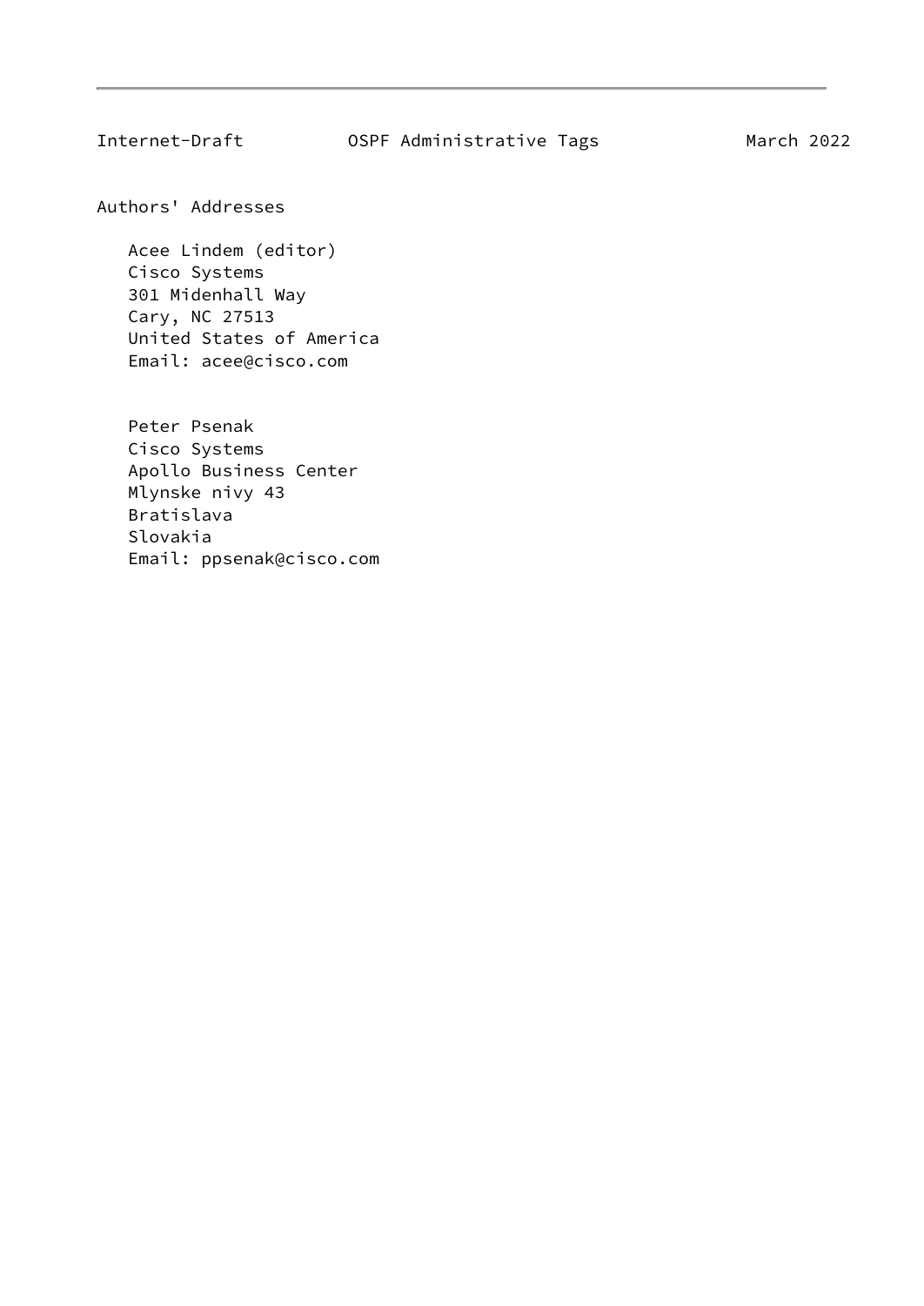## Authors' Addresses

Acee Lindem (editor)
Cisco Systems
301 Midenhall Way
Cary, NC 27513
United States of America
Email: acee@cisco.com

Peter Psenak
Cisco Systems
Apollo Business Center
Mlynske nivy 43
Bratislava
Slovakia
Email: ppsenak@cisco.com